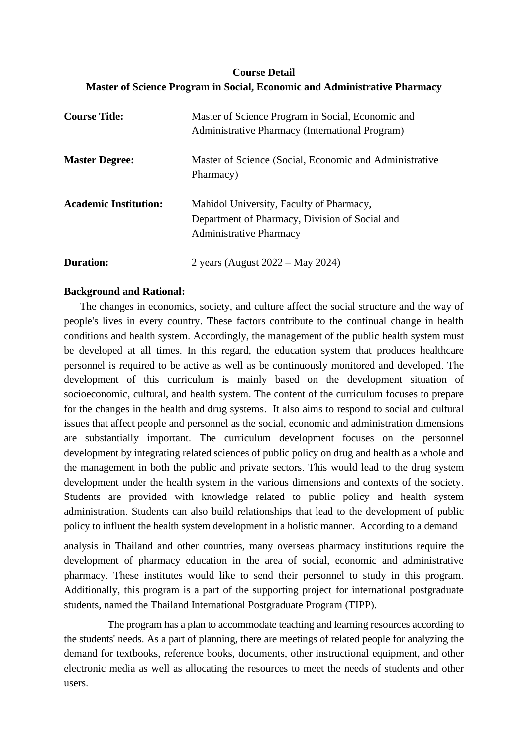**Course Detail**

**Master of Science Program in Social, Economic and Administrative Pharmacy**

**Course Title:** Master of Science Program in Social, Economic and Administrative Pharmacy (International Program)

**Master Degree:** Master of Science (Social, Economic and Administrative Pharmacy)

**Academic Institution:** Mahidol University, Faculty of Pharmacy, Department of Pharmacy, Division of Social and Administrative Pharmacy

**Duration:** 2 years (August 2022 – May 2024)

**Background and Rational:**

The changes in economics, society, and culture affect the social structure and the way of people's lives in every country. These factors contribute to the continual change in health conditions and health system. Accordingly, the management of the public health system must be developed at all times. In this regard, the education system that produces healthcare personnel is required to be active as well as be continuously monitored and developed. The development of this curriculum is mainly based on the development situation of socioeconomic, cultural, and health system. The content of the curriculum focuses to prepare for the changes in the health and drug systems. It also aims to respond to social and cultural issues that affect people and personnel as the social, economic and administration dimensions are substantially important. The curriculum development focuses on the personnel development by integrating related sciences of public policy on drug and health as a whole and the management in both the public and private sectors. This would lead to the drug system development under the health system in the various dimensions and contexts of the society. Students are provided with knowledge related to public policy and health system administration. Students can also build relationships that lead to the development of public policy to influent the health system development in a holistic manner. According to a demand analysis in Thailand and other countries, many overseas pharmacy institutions require the development of pharmacy education in the area of social, economic and administrative pharmacy. These institutes would like to send their personnel to study in this program. Additionally, this program is a part of the supporting project for international postgraduate students, named the Thailand International Postgraduate Program (TIPP).

The program has a plan to accommodate teaching and learning resources according to the students' needs. As a part of planning, there are meetings of related people for analyzing the demand for textbooks, reference books, documents, other instructional equipment, and other electronic media as well as allocating the resources to meet the needs of students and other users.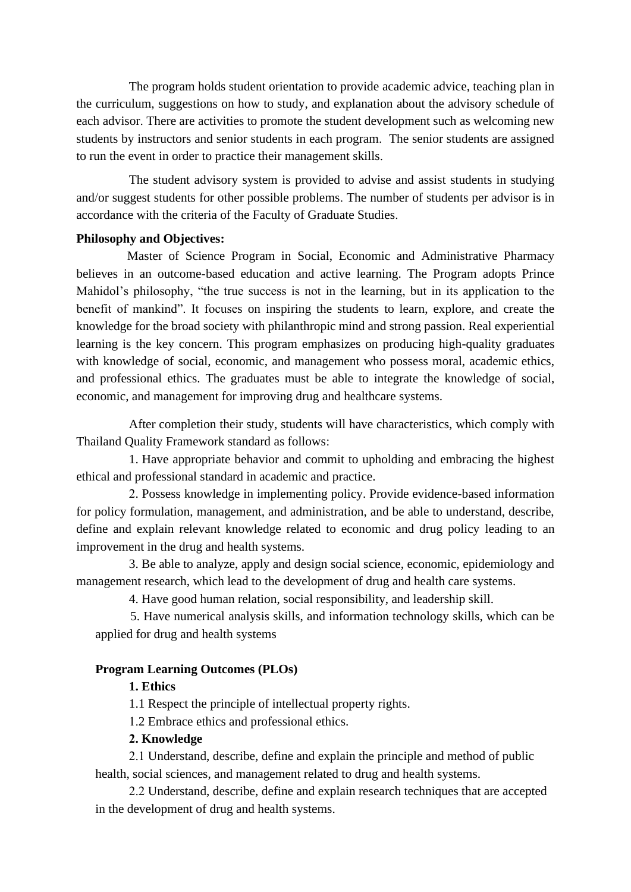The program holds student orientation to provide academic advice, teaching plan in the curriculum, suggestions on how to study, and explanation about the advisory schedule of each advisor. There are activities to promote the student development such as welcoming new students by instructors and senior students in each program. The senior students are assigned to run the event in order to practice their management skills.

The student advisory system is provided to advise and assist students in studying and/or suggest students for other possible problems. The number of students per advisor is in accordance with the criteria of the Faculty of Graduate Studies.

**Philosophy and Objectives:**

Master of Science Program in Social, Economic and Administrative Pharmacy believes in an outcome-based education and active learning. The Program adopts Prince Mahidol's philosophy, "the true success is not in the learning, but in its application to the benefit of mankind". It focuses on inspiring the students to learn, explore, and create the knowledge for the broad society with philanthropic mind and strong passion. Real experiential learning is the key concern. This program emphasizes on producing high-quality graduates with knowledge of social, economic, and management who possess moral, academic ethics, and professional ethics. The graduates must be able to integrate the knowledge of social, economic, and management for improving drug and healthcare systems.

After completion their study, students will have characteristics, which comply with Thailand Quality Framework standard as follows:

1. Have appropriate behavior and commit to upholding and embracing the highest ethical and professional standard in academic and practice.
2. Possess knowledge in implementing policy. Provide evidence-based information for policy formulation, management, and administration, and be able to understand, describe, define and explain relevant knowledge related to economic and drug policy leading to an improvement in the drug and health systems.
3. Be able to analyze, apply and design social science, economic, epidemiology and management research, which lead to the development of drug and health care systems.
4. Have good human relation, social responsibility, and leadership skill.
5. Have numerical analysis skills, and information technology skills, which can be applied for drug and health systems

**Program Learning Outcomes (PLOs)**

**1. Ethics**

1.1 Respect the principle of intellectual property rights.

1.2 Embrace ethics and professional ethics.

**2. Knowledge**

2.1 Understand, describe, define and explain the principle and method of public health, social sciences, and management related to drug and health systems.

2.2 Understand, describe, define and explain research techniques that are accepted in the development of drug and health systems.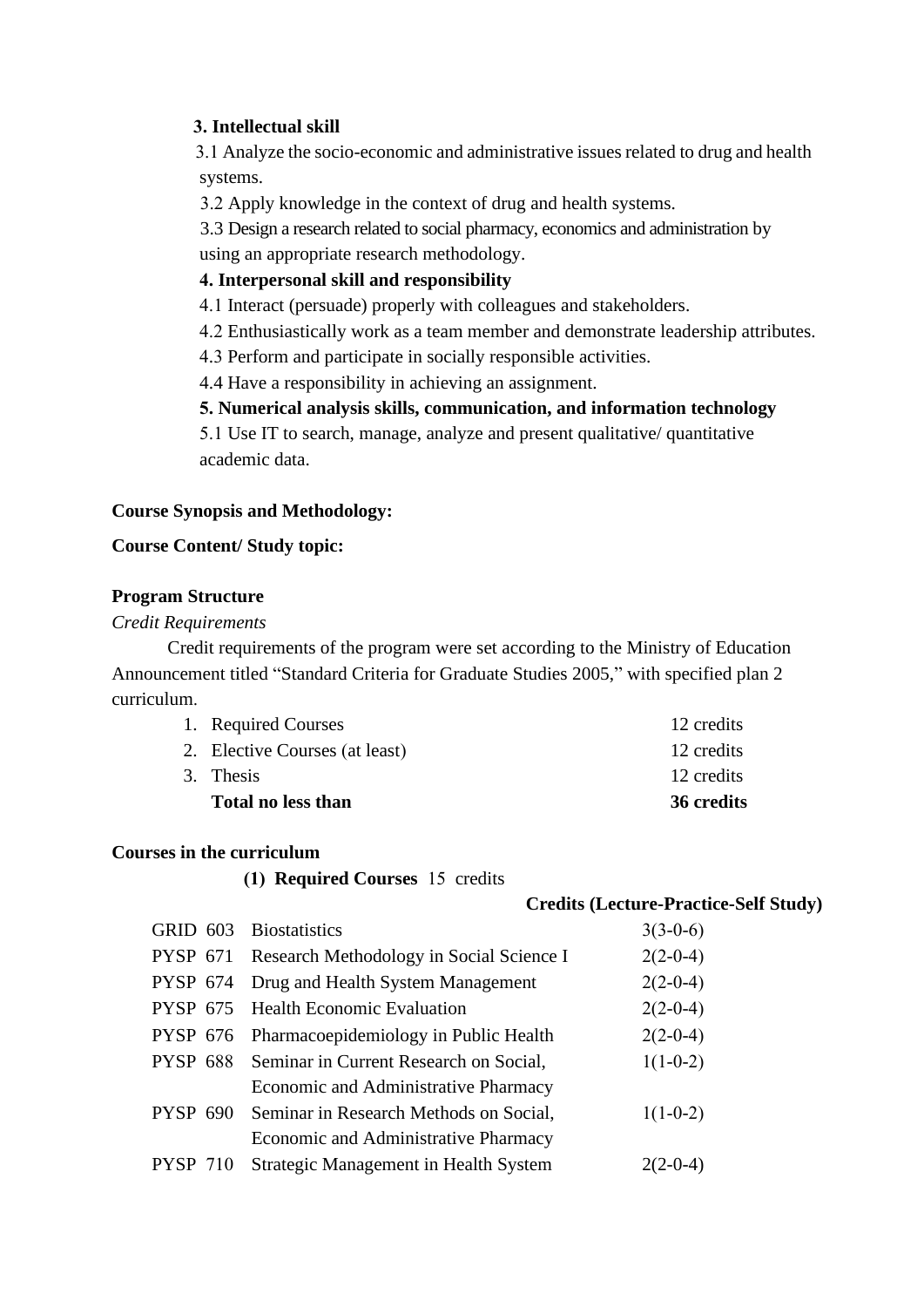**3. Intellectual skill**

3.1 Analyze the socio-economic and administrative issues related to drug and health systems.

3.2 Apply knowledge in the context of drug and health systems.

3.3 Design a research related to social pharmacy, economics and administration by using an appropriate research methodology.

**4. Interpersonal skill and responsibility**

4.1 Interact (persuade) properly with colleagues and stakeholders.

4.2 Enthusiastically work as a team member and demonstrate leadership attributes.

4.3 Perform and participate in socially responsible activities.

4.4 Have a responsibility in achieving an assignment.

**5. Numerical analysis skills, communication, and information technology**

5.1 Use IT to search, manage, analyze and present qualitative/ quantitative academic data.

**Course Synopsis and Methodology:**

**Course Content/ Study topic:**

**Program Structure**

*Credit Requirements*

Credit requirements of the program were set according to the Ministry of Education Announcement titled "Standard Criteria for Graduate Studies 2005," with specified plan 2 curriculum.

| | | |
|---|---|---|
| 1. | Required Courses | 12 credits |
| 2. | Elective Courses (at least) | 12 credits |
| 3. | Thesis | 12 credits |
| | **Total no less than** | **36 credits** |

**Courses in the curriculum**

**(1) Required Courses** 15 credits

| Code | Course | Credits (Lecture-Practice-Self Study) |
|---|---|---|
| GRID 603 | Biostatistics | 3(3-0-6) |
| PYSP 671 | Research Methodology in Social Science I | 2(2-0-4) |
| PYSP 674 | Drug and Health System Management | 2(2-0-4) |
| PYSP 675 | Health Economic Evaluation | 2(2-0-4) |
| PYSP 676 | Pharmacoepidemiology in Public Health | 2(2-0-4) |
| PYSP 688 | Seminar in Current Research on Social, Economic and Administrative Pharmacy | 1(1-0-2) |
| PYSP 690 | Seminar in Research Methods on Social, Economic and Administrative Pharmacy | 1(1-0-2) |
| PYSP 710 | Strategic Management in Health System | 2(2-0-4) |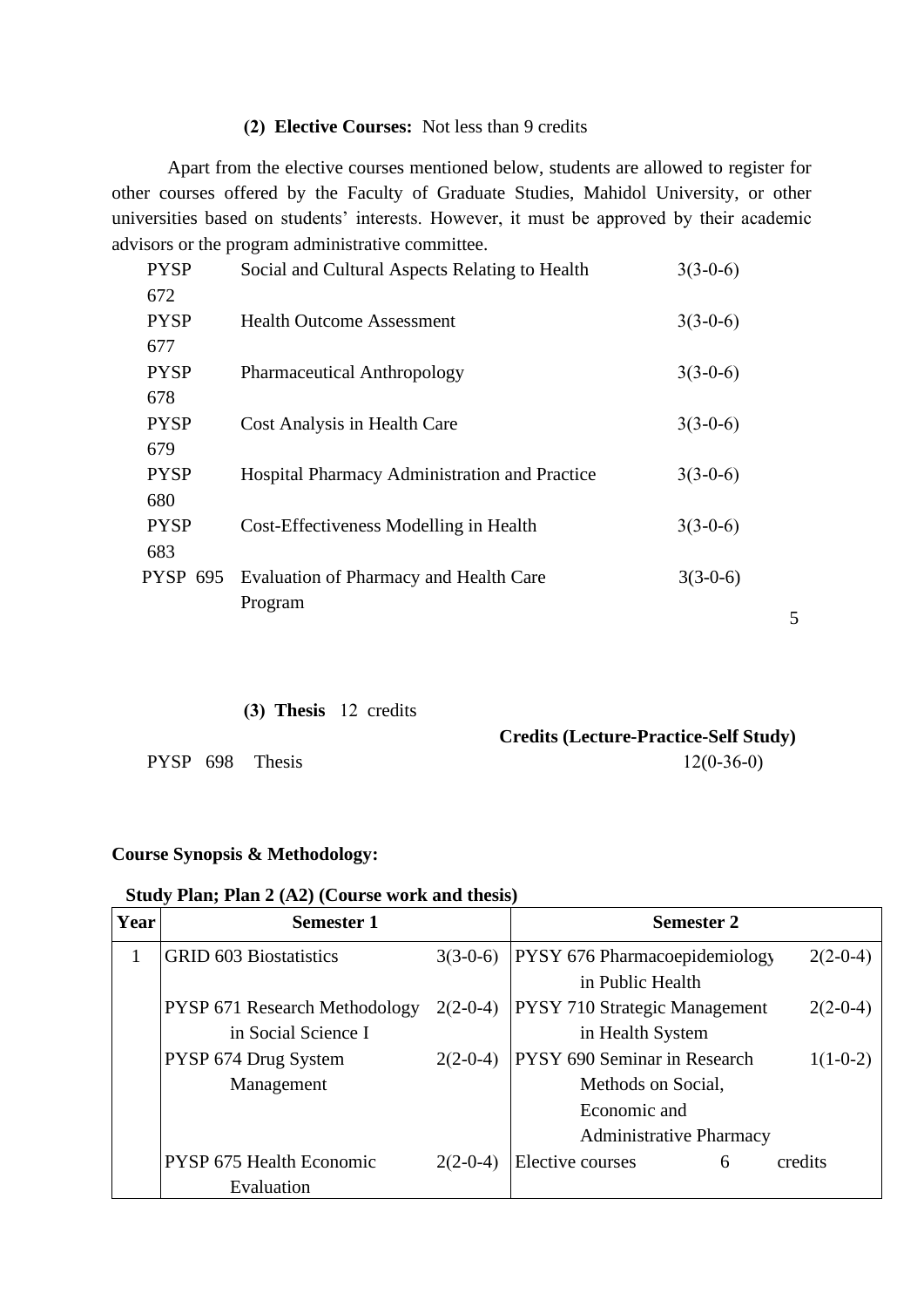**(2) Elective Courses:** Not less than 9 credits

Apart from the elective courses mentioned below, students are allowed to register for other courses offered by the Faculty of Graduate Studies, Mahidol University, or other universities based on students' interests. However, it must be approved by their academic advisors or the program administrative committee.

| | | |
|---|---|---|
| PYSP 672 | Social and Cultural Aspects Relating to Health | 3(3-0-6) |
| PYSP 677 | Health Outcome Assessment | 3(3-0-6) |
| PYSP 678 | Pharmaceutical Anthropology | 3(3-0-6) |
| PYSP 679 | Cost Analysis in Health Care | 3(3-0-6) |
| PYSP 680 | Hospital Pharmacy Administration and Practice | 3(3-0-6) |
| PYSP 683 | Cost-Effectiveness Modelling in Health | 3(3-0-6) |
| PYSP 695 | Evaluation of Pharmacy and Health Care Program | 3(3-0-6) |

**(3) Thesis** 12 credits

| | | **Credits (Lecture-Practice-Self Study)** |
|---|---|---|
| PYSP 698 | Thesis | 12(0-36-0) |

**Course Synopsis & Methodology:**

**Study Plan; Plan 2 (A2) (Course work and thesis)**

| Year | Semester 1 | | Semester 2 | |
|---|---|---|---|---|
| 1 | GRID 603 Biostatistics | 3(3-0-6) | PYSY 676 Pharmacoepidemiology in Public Health | 2(2-0-4) |
| | PYSP 671 Research Methodology in Social Science I | 2(2-0-4) | PYSY 710 Strategic Management in Health System | 2(2-0-4) |
| | PYSP 674 Drug System Management | 2(2-0-4) | PYSY 690 Seminar in Research Methods on Social, Economic and Administrative Pharmacy | 1(1-0-2) |
| | PYSP 675 Health Economic Evaluation | 2(2-0-4) | Elective courses 6 | credits |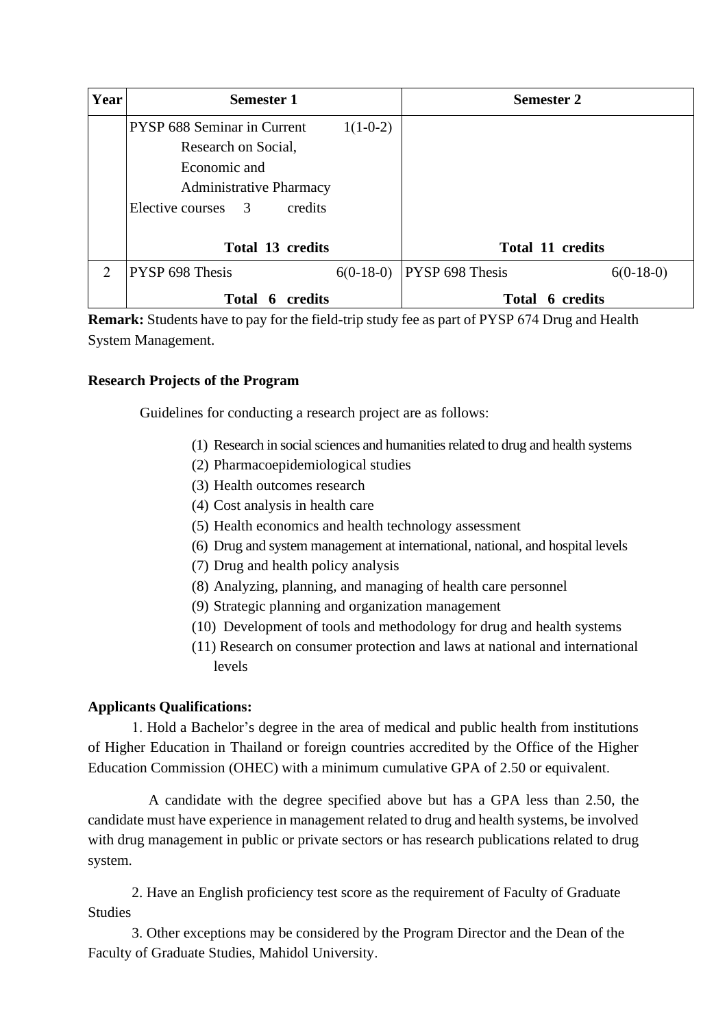| Year | Semester 1 | | Semester 2 | |
|---|---|---|---|---|
| | PYSP 688 Seminar in Current Research on Social, Economic and Administrative Pharmacy | 1(1-0-2) | | |
| | Elective courses 3 credits | | | |
| | **Total 13 credits** | | **Total 11 credits** | |
| 2 | PYSP 698 Thesis | 6(0-18-0) | PYSP 698 Thesis | 6(0-18-0) |
| | **Total 6 credits** | | **Total 6 credits** | |

**Remark:** Students have to pay for the field-trip study fee as part of PYSP 674 Drug and Health System Management.

**Research Projects of the Program**

Guidelines for conducting a research project are as follows:

(1) Research in social sciences and humanities related to drug and health systems
(2) Pharmacoepidemiological studies
(3) Health outcomes research
(4) Cost analysis in health care
(5) Health economics and health technology assessment
(6) Drug and system management at international, national, and hospital levels
(7) Drug and health policy analysis
(8) Analyzing, planning, and managing of health care personnel
(9) Strategic planning and organization management
(10) Development of tools and methodology for drug and health systems
(11) Research on consumer protection and laws at national and international levels

**Applicants Qualifications:**

1. Hold a Bachelor's degree in the area of medical and public health from institutions of Higher Education in Thailand or foreign countries accredited by the Office of the Higher Education Commission (OHEC) with a minimum cumulative GPA of 2.50 or equivalent.

A candidate with the degree specified above but has a GPA less than 2.50, the candidate must have experience in management related to drug and health systems, be involved with drug management in public or private sectors or has research publications related to drug system.

2. Have an English proficiency test score as the requirement of Faculty of Graduate Studies

3. Other exceptions may be considered by the Program Director and the Dean of the Faculty of Graduate Studies, Mahidol University.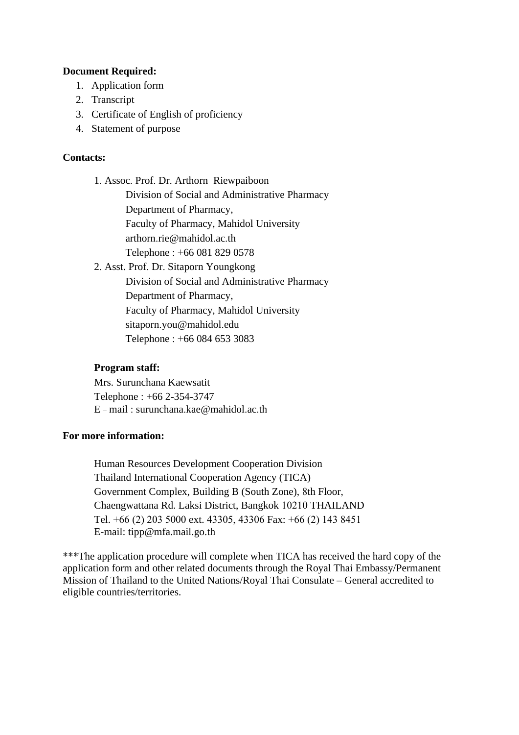**Document Required:**

1. Application form
2. Transcript
3. Certificate of English of proficiency
4. Statement of purpose

**Contacts:**

1. Assoc. Prof. Dr. Arthorn Riewpaiboon
   Division of Social and Administrative Pharmacy
   Department of Pharmacy,
   Faculty of Pharmacy, Mahidol University
   arthorn.rie@mahidol.ac.th
   Telephone : +66 081 829 0578
2. Asst. Prof. Dr. Sitaporn Youngkong
   Division of Social and Administrative Pharmacy
   Department of Pharmacy,
   Faculty of Pharmacy, Mahidol University
   sitaporn.you@mahidol.edu
   Telephone : +66 084 653 3083

**Program staff:**

Mrs. Surunchana Kaewsatit
Telephone : +66 2-354-3747
E – mail : surunchana.kae@mahidol.ac.th

**For more information:**

Human Resources Development Cooperation Division
Thailand International Cooperation Agency (TICA)
Government Complex, Building B (South Zone), 8th Floor,
Chaengwattana Rd. Laksi District, Bangkok 10210 THAILAND
Tel. +66 (2) 203 5000 ext. 43305, 43306 Fax: +66 (2) 143 8451
E-mail: tipp@mfa.mail.go.th

***The application procedure will complete when TICA has received the hard copy of the application form and other related documents through the Royal Thai Embassy/Permanent Mission of Thailand to the United Nations/Royal Thai Consulate – General accredited to eligible countries/territories.